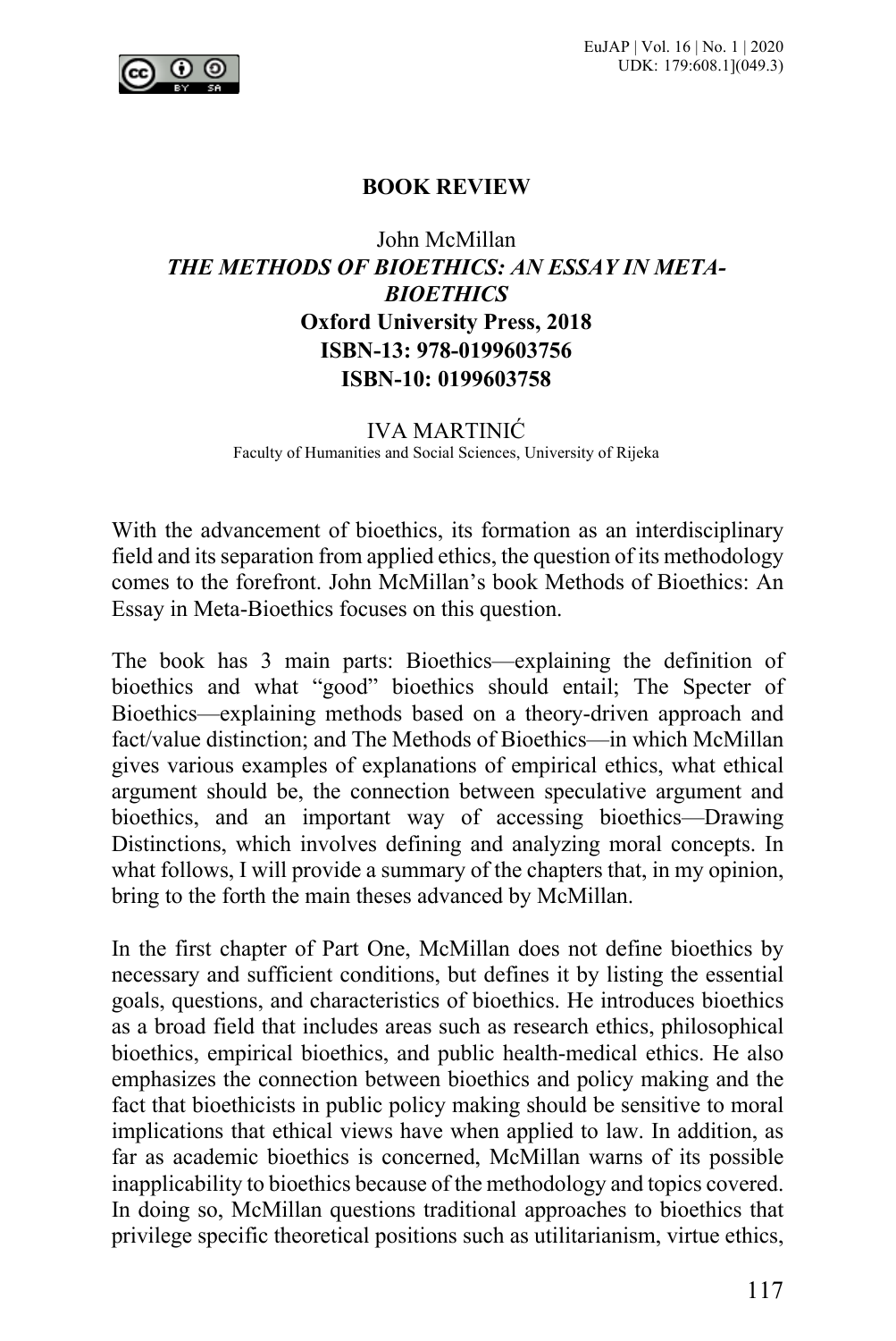**BOOK REVIEW**

John McMillan

***THE METHODS OF BIOETHICS: AN ESSAY IN META-BIOETHICS***

**Oxford University Press, 2018**

**ISBN-13: 978-0199603756**

**ISBN-10: 0199603758**

IVA MARTINIĆ

Faculty of Humanities and Social Sciences, University of Rijeka

With the advancement of bioethics, its formation as an interdisciplinary field and its separation from applied ethics, the question of its methodology comes to the forefront. John McMillan's book Methods of Bioethics: An Essay in Meta-Bioethics focuses on this question.

The book has 3 main parts: Bioethics—explaining the definition of bioethics and what "good" bioethics should entail; The Specter of Bioethics—explaining methods based on a theory-driven approach and fact/value distinction; and The Methods of Bioethics—in which McMillan gives various examples of explanations of empirical ethics, what ethical argument should be, the connection between speculative argument and bioethics, and an important way of accessing bioethics—Drawing Distinctions, which involves defining and analyzing moral concepts. In what follows, I will provide a summary of the chapters that, in my opinion, bring to the forth the main theses advanced by McMillan.

In the first chapter of Part One, McMillan does not define bioethics by necessary and sufficient conditions, but defines it by listing the essential goals, questions, and characteristics of bioethics. He introduces bioethics as a broad field that includes areas such as research ethics, philosophical bioethics, empirical bioethics, and public health-medical ethics. He also emphasizes the connection between bioethics and policy making and the fact that bioethicists in public policy making should be sensitive to moral implications that ethical views have when applied to law. In addition, as far as academic bioethics is concerned, McMillan warns of its possible inapplicability to bioethics because of the methodology and topics covered. In doing so, McMillan questions traditional approaches to bioethics that privilege specific theoretical positions such as utilitarianism, virtue ethics,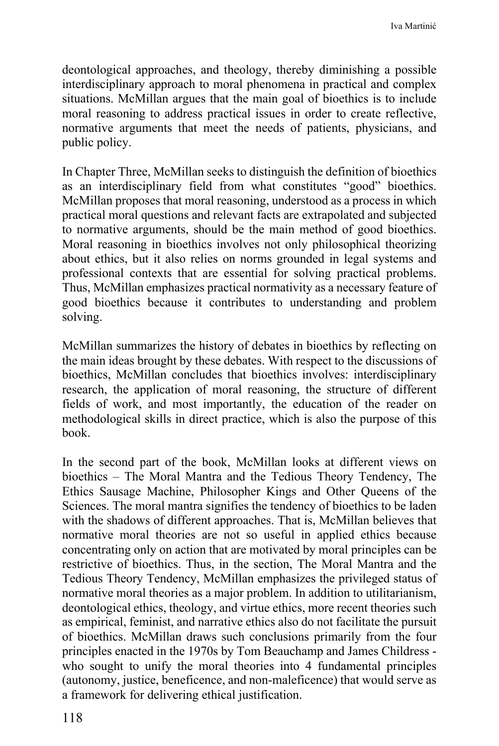deontological approaches, and theology, thereby diminishing a possible interdisciplinary approach to moral phenomena in practical and complex situations. McMillan argues that the main goal of bioethics is to include moral reasoning to address practical issues in order to create reflective, normative arguments that meet the needs of patients, physicians, and public policy.

In Chapter Three, McMillan seeks to distinguish the definition of bioethics as an interdisciplinary field from what constitutes "good" bioethics. McMillan proposes that moral reasoning, understood as a process in which practical moral questions and relevant facts are extrapolated and subjected to normative arguments, should be the main method of good bioethics. Moral reasoning in bioethics involves not only philosophical theorizing about ethics, but it also relies on norms grounded in legal systems and professional contexts that are essential for solving practical problems. Thus, McMillan emphasizes practical normativity as a necessary feature of good bioethics because it contributes to understanding and problem solving.

McMillan summarizes the history of debates in bioethics by reflecting on the main ideas brought by these debates. With respect to the discussions of bioethics, McMillan concludes that bioethics involves: interdisciplinary research, the application of moral reasoning, the structure of different fields of work, and most importantly, the education of the reader on methodological skills in direct practice, which is also the purpose of this book.

In the second part of the book, McMillan looks at different views on bioethics – The Moral Mantra and the Tedious Theory Tendency, The Ethics Sausage Machine, Philosopher Kings and Other Queens of the Sciences. The moral mantra signifies the tendency of bioethics to be laden with the shadows of different approaches. That is, McMillan believes that normative moral theories are not so useful in applied ethics because concentrating only on action that are motivated by moral principles can be restrictive of bioethics. Thus, in the section, The Moral Mantra and the Tedious Theory Tendency, McMillan emphasizes the privileged status of normative moral theories as a major problem. In addition to utilitarianism, deontological ethics, theology, and virtue ethics, more recent theories such as empirical, feminist, and narrative ethics also do not facilitate the pursuit of bioethics. McMillan draws such conclusions primarily from the four principles enacted in the 1970s by Tom Beauchamp and James Childress - who sought to unify the moral theories into 4 fundamental principles (autonomy, justice, beneficence, and non-maleficence) that would serve as a framework for delivering ethical justification.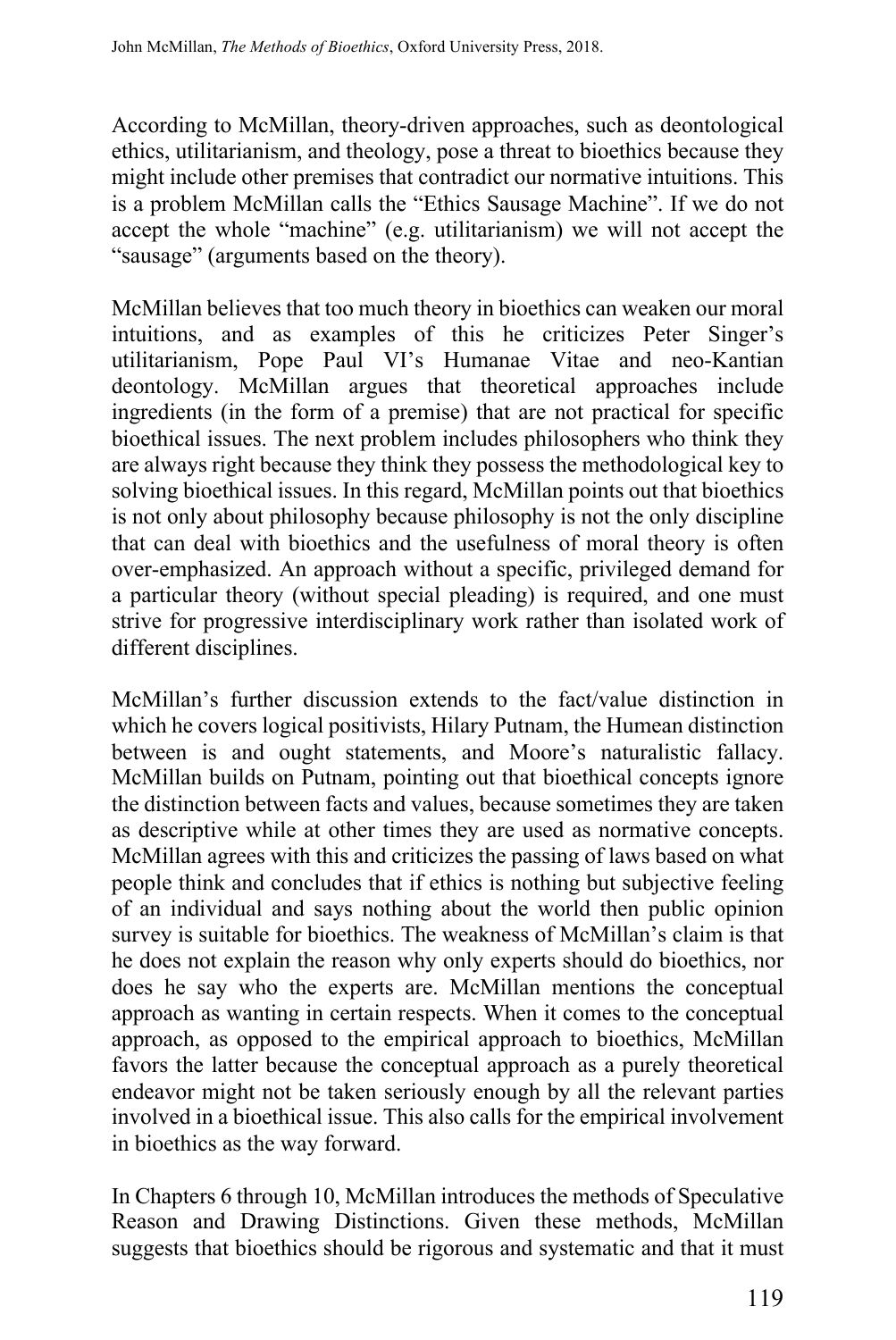According to McMillan, theory-driven approaches, such as deontological ethics, utilitarianism, and theology, pose a threat to bioethics because they might include other premises that contradict our normative intuitions. This is a problem McMillan calls the "Ethics Sausage Machine". If we do not accept the whole "machine" (e.g. utilitarianism) we will not accept the "sausage" (arguments based on the theory).

McMillan believes that too much theory in bioethics can weaken our moral intuitions, and as examples of this he criticizes Peter Singer's utilitarianism, Pope Paul VI's Humanae Vitae and neo-Kantian deontology. McMillan argues that theoretical approaches include ingredients (in the form of a premise) that are not practical for specific bioethical issues. The next problem includes philosophers who think they are always right because they think they possess the methodological key to solving bioethical issues. In this regard, McMillan points out that bioethics is not only about philosophy because philosophy is not the only discipline that can deal with bioethics and the usefulness of moral theory is often over-emphasized. An approach without a specific, privileged demand for a particular theory (without special pleading) is required, and one must strive for progressive interdisciplinary work rather than isolated work of different disciplines.

McMillan's further discussion extends to the fact/value distinction in which he covers logical positivists, Hilary Putnam, the Humean distinction between is and ought statements, and Moore's naturalistic fallacy. McMillan builds on Putnam, pointing out that bioethical concepts ignore the distinction between facts and values, because sometimes they are taken as descriptive while at other times they are used as normative concepts. McMillan agrees with this and criticizes the passing of laws based on what people think and concludes that if ethics is nothing but subjective feeling of an individual and says nothing about the world then public opinion survey is suitable for bioethics. The weakness of McMillan's claim is that he does not explain the reason why only experts should do bioethics, nor does he say who the experts are. McMillan mentions the conceptual approach as wanting in certain respects. When it comes to the conceptual approach, as opposed to the empirical approach to bioethics, McMillan favors the latter because the conceptual approach as a purely theoretical endeavor might not be taken seriously enough by all the relevant parties involved in a bioethical issue. This also calls for the empirical involvement in bioethics as the way forward.

In Chapters 6 through 10, McMillan introduces the methods of Speculative Reason and Drawing Distinctions. Given these methods, McMillan suggests that bioethics should be rigorous and systematic and that it must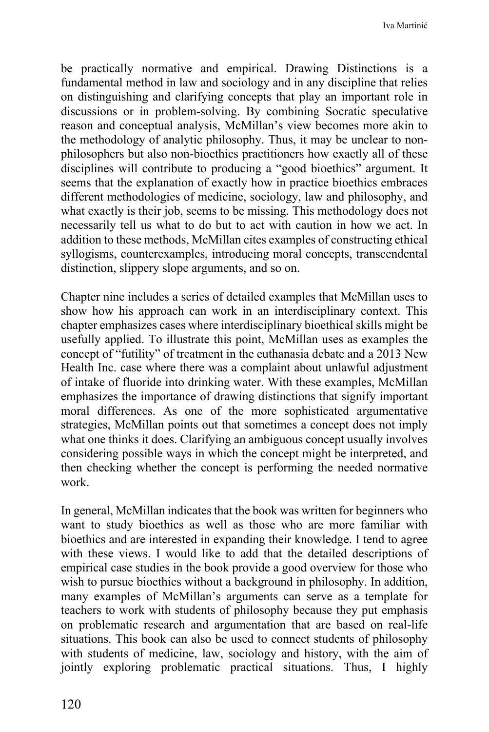be practically normative and empirical. Drawing Distinctions is a fundamental method in law and sociology and in any discipline that relies on distinguishing and clarifying concepts that play an important role in discussions or in problem-solving. By combining Socratic speculative reason and conceptual analysis, McMillan's view becomes more akin to the methodology of analytic philosophy. Thus, it may be unclear to non-philosophers but also non-bioethics practitioners how exactly all of these disciplines will contribute to producing a "good bioethics" argument. It seems that the explanation of exactly how in practice bioethics embraces different methodologies of medicine, sociology, law and philosophy, and what exactly is their job, seems to be missing. This methodology does not necessarily tell us what to do but to act with caution in how we act. In addition to these methods, McMillan cites examples of constructing ethical syllogisms, counterexamples, introducing moral concepts, transcendental distinction, slippery slope arguments, and so on.

Chapter nine includes a series of detailed examples that McMillan uses to show how his approach can work in an interdisciplinary context. This chapter emphasizes cases where interdisciplinary bioethical skills might be usefully applied. To illustrate this point, McMillan uses as examples the concept of "futility" of treatment in the euthanasia debate and a 2013 New Health Inc. case where there was a complaint about unlawful adjustment of intake of fluoride into drinking water. With these examples, McMillan emphasizes the importance of drawing distinctions that signify important moral differences. As one of the more sophisticated argumentative strategies, McMillan points out that sometimes a concept does not imply what one thinks it does. Clarifying an ambiguous concept usually involves considering possible ways in which the concept might be interpreted, and then checking whether the concept is performing the needed normative work.

In general, McMillan indicates that the book was written for beginners who want to study bioethics as well as those who are more familiar with bioethics and are interested in expanding their knowledge. I tend to agree with these views. I would like to add that the detailed descriptions of empirical case studies in the book provide a good overview for those who wish to pursue bioethics without a background in philosophy. In addition, many examples of McMillan's arguments can serve as a template for teachers to work with students of philosophy because they put emphasis on problematic research and argumentation that are based on real-life situations. This book can also be used to connect students of philosophy with students of medicine, law, sociology and history, with the aim of jointly exploring problematic practical situations. Thus, I highly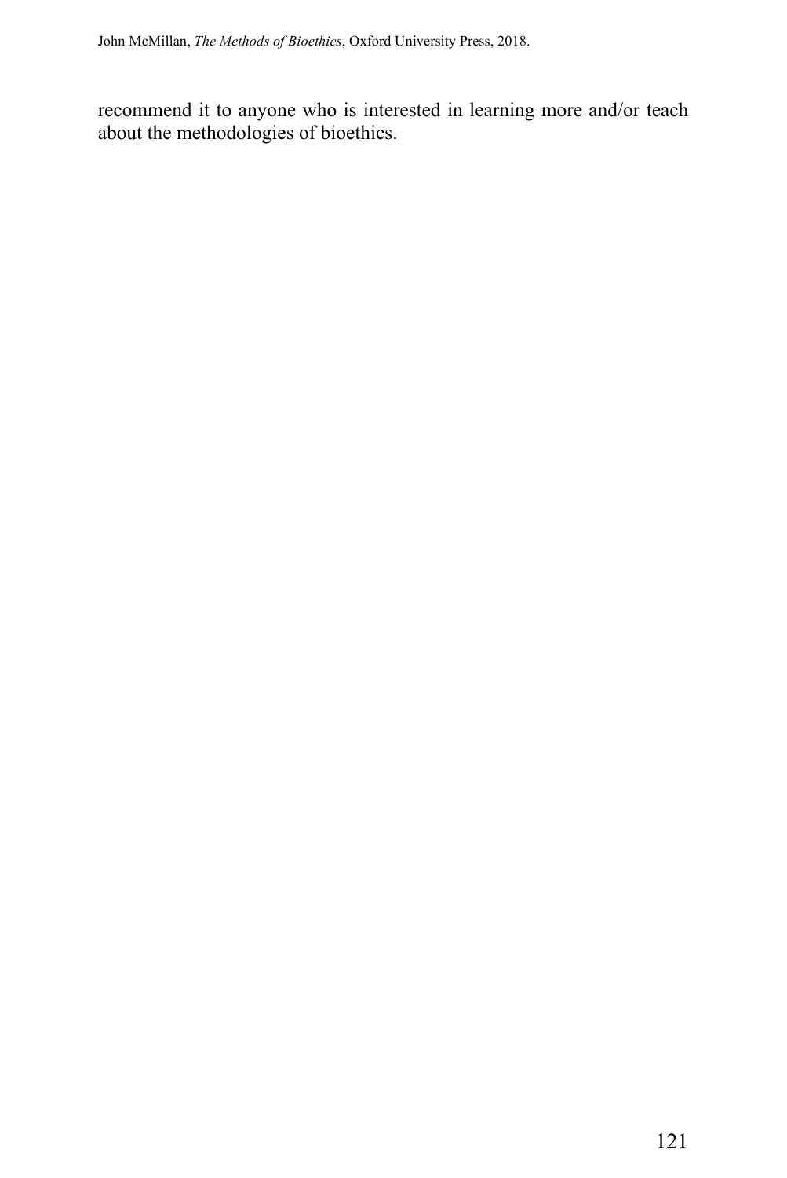recommend it to anyone who is interested in learning more and/or teach about the methodologies of bioethics.